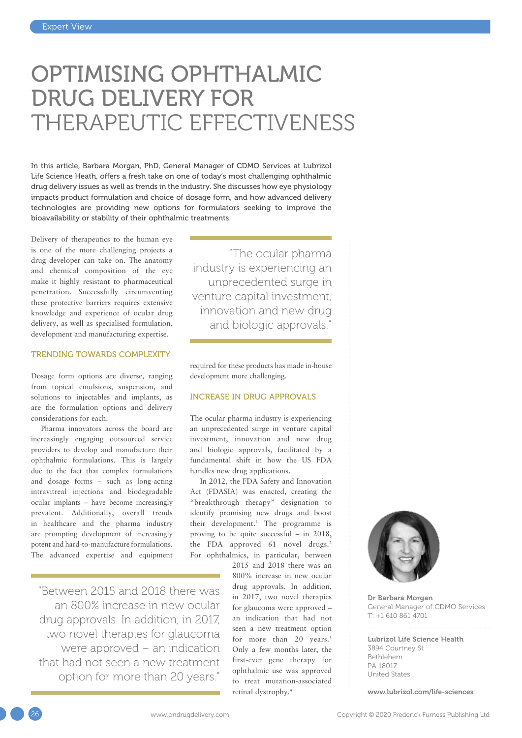# OPTIMISING OPHTHALMIC DRUG DELIVERY FOR THERAPEUTIC EFFECTIVENESS

**In this article, Barbara Morgan, PhD, General Manager of CDMO Services at Lubrizol Life Science Heath, offers a fresh take on one of today's most challenging ophthalmic drug delivery issues as well as trends in the industry. She discusses how eye physiology impacts product formulation and choice of dosage form, and how advanced delivery technologies are providing new options for formulators seeking to improve the bioavailability or stability of their ophthalmic treatments.**

Delivery of therapeutics to the human eye is one of the more challenging projects a drug developer can take on. The anatomy and chemical composition of the eye make it highly resistant to pharmaceutical penetration. Successfully circumventing these protective barriers requires extensive knowledge and experience of ocular drug delivery, as well as specialised formulation, development and manufacturing expertise.

## TRENDING TOWARDS COMPLEXITY

Dosage form options are diverse, ranging from topical emulsions, suspension, and solutions to injectables and implants, as are the formulation options and delivery considerations for each.

Pharma innovators across the board are increasingly engaging outsourced service providers to develop and manufacture their ophthalmic formulations. This is largely due to the fact that complex formulations and dosage forms – such as long-acting intravitreal injections and biodegradable ocular implants – have become increasingly prevalent. Additionally, overall trends in healthcare and the pharma industry are prompting development of increasingly potent and hard-to-manufacture formulations. The advanced expertise and equipment required for these products has made in-house development more challenging.

> "The ocular pharma industry is experiencing an unprecedented surge in venture capital investment, innovation and new drug and biologic approvals."

## INCREASE IN DRUG APPROVALS

The ocular pharma industry is experiencing an unprecedented surge in venture capital investment, innovation and new drug and biologic approvals, facilitated by a fundamental shift in how the US FDA handles new drug applications.

In 2012, the FDA Safety and Innovation Act (FDASIA) was enacted, creating the "breakthrough therapy" designation to identify promising new drugs and boost their development.[1] The programme is proving to be quite successful – in 2018, the FDA approved 61 novel drugs.[2] For ophthalmics, in particular, between 2015 and 2018 there was an 800% increase in new ocular drug approvals. In addition, in 2017, two novel therapies for glaucoma were approved – an indication that had not seen a new treatment option for more than 20 years.[3] Only a few months later, the first-ever gene therapy for ophthalmic use was approved to treat mutation-associated retinal dystrophy.[4]

> "Between 2015 and 2018 there was an 800% increase in new ocular drug approvals. In addition, in 2017, two novel therapies for glaucoma were approved – an indication that had not seen a new treatment option for more than 20 years."

**Dr Barbara Morgan**
General Manager of CDMO Services
T: +1 610 861 4701

**Lubrizol Life Science Health**
3894 Courtney St
Bethlehem
PA 18017
United States

**www.lubrizol.com/life-sciences**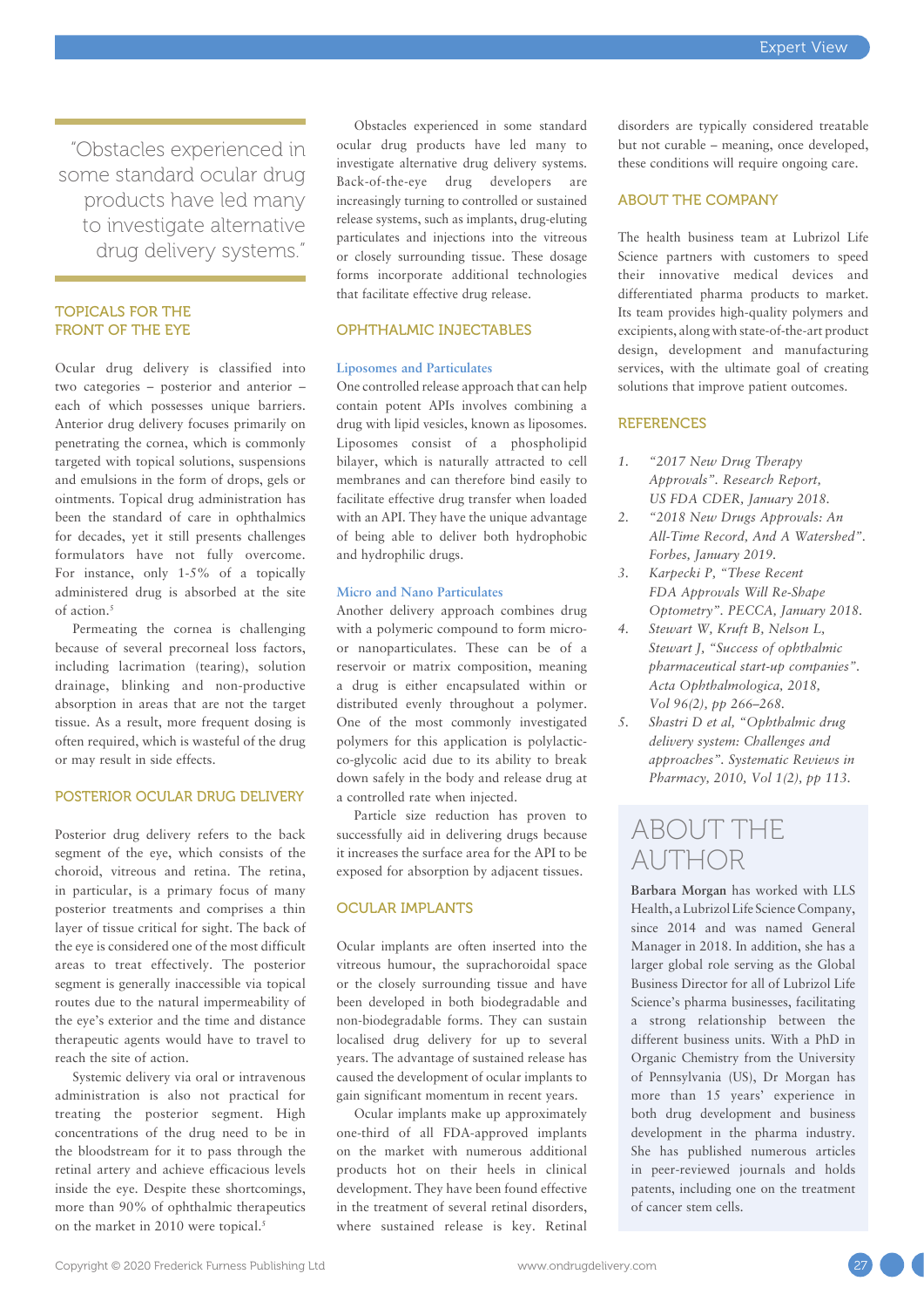> "Obstacles experienced in some standard ocular drug products have led many to investigate alternative drug delivery systems."

## TOPICALS FOR THE FRONT OF THE EYE

Ocular drug delivery is classified into two categories – posterior and anterior – each of which possesses unique barriers. Anterior drug delivery focuses primarily on penetrating the cornea, which is commonly targeted with topical solutions, suspensions and emulsions in the form of drops, gels or ointments. Topical drug administration has been the standard of care in ophthalmics for decades, yet it still presents challenges formulators have not fully overcome. For instance, only 1-5% of a topically administered drug is absorbed at the site of action.[5]

Permeating the cornea is challenging because of several precorneal loss factors, including lacrimation (tearing), solution drainage, blinking and non-productive absorption in areas that are not the target tissue. As a result, more frequent dosing is often required, which is wasteful of the drug or may result in side effects.

## POSTERIOR OCULAR DRUG DELIVERY

Posterior drug delivery refers to the back segment of the eye, which consists of the choroid, vitreous and retina. The retina, in particular, is a primary focus of many posterior treatments and comprises a thin layer of tissue critical for sight. The back of the eye is considered one of the most difficult areas to treat effectively. The posterior segment is generally inaccessible via topical routes due to the natural impermeability of the eye's exterior and the time and distance therapeutic agents would have to travel to reach the site of action.

Systemic delivery via oral or intravenous administration is also not practical for treating the posterior segment. High concentrations of the drug need to be in the bloodstream for it to pass through the retinal artery and achieve efficacious levels inside the eye. Despite these shortcomings, more than 90% of ophthalmic therapeutics on the market in 2010 were topical.[5]

Obstacles experienced in some standard ocular drug products have led many to investigate alternative drug delivery systems. Back-of-the-eye drug developers are increasingly turning to controlled or sustained release systems, such as implants, drug-eluting particulates and injections into the vitreous or closely surrounding tissue. These dosage forms incorporate additional technologies that facilitate effective drug release.

## OPHTHALMIC INJECTABLES

### Liposomes and Particulates

One controlled release approach that can help contain potent APIs involves combining a drug with lipid vesicles, known as liposomes. Liposomes consist of a phospholipid bilayer, which is naturally attracted to cell membranes and can therefore bind easily to facilitate effective drug transfer when loaded with an API. They have the unique advantage of being able to deliver both hydrophobic and hydrophilic drugs.

### Micro and Nano Particulates

Another delivery approach combines drug with a polymeric compound to form micro- or nanoparticulates. These can be of a reservoir or matrix composition, meaning a drug is either encapsulated within or distributed evenly throughout a polymer. One of the most commonly investigated polymers for this application is polylactic-co-glycolic acid due to its ability to break down safely in the body and release drug at a controlled rate when injected.

Particle size reduction has proven to successfully aid in delivering drugs because it increases the surface area for the API to be exposed for absorption by adjacent tissues.

## OCULAR IMPLANTS

Ocular implants are often inserted into the vitreous humour, the suprachoroidal space or the closely surrounding tissue and have been developed in both biodegradable and non-biodegradable forms. They can sustain localised drug delivery for up to several years. The advantage of sustained release has caused the development of ocular implants to gain significant momentum in recent years.

Ocular implants make up approximately one-third of all FDA-approved implants on the market with numerous additional products hot on their heels in clinical development. They have been found effective in the treatment of several retinal disorders, where sustained release is key. Retinal disorders are typically considered treatable but not curable – meaning, once developed, these conditions will require ongoing care.

## ABOUT THE COMPANY

The health business team at Lubrizol Life Science partners with customers to speed their innovative medical devices and differentiated pharma products to market. Its team provides high-quality polymers and excipients, along with state-of-the-art product design, development and manufacturing services, with the ultimate goal of creating solutions that improve patient outcomes.

## REFERENCES

1. *"2017 New Drug Therapy Approvals". Research Report, US FDA CDER, January 2018.*
2. *"2018 New Drugs Approvals: An All-Time Record, And A Watershed". Forbes, January 2019.*
3. *Karpecki P, "These Recent FDA Approvals Will Re-Shape Optometry". PECCA, January 2018.*
4. *Stewart W, Kruft B, Nelson L, Stewart J, "Success of ophthalmic pharmaceutical start-up companies". Acta Ophthalmologica, 2018, Vol 96(2), pp 266–268.*
5. *Shastri D et al, "Ophthalmic drug delivery system: Challenges and approaches". Systematic Reviews in Pharmacy, 2010, Vol 1(2), pp 113.*

## ABOUT THE AUTHOR

**Barbara Morgan** has worked with LLS Health, a Lubrizol Life Science Company, since 2014 and was named General Manager in 2018. In addition, she has a larger global role serving as the Global Business Director for all of Lubrizol Life Science's pharma businesses, facilitating a strong relationship between the different business units. With a PhD in Organic Chemistry from the University of Pennsylvania (US), Dr Morgan has more than 15 years' experience in both drug development and business development in the pharma industry. She has published numerous articles in peer-reviewed journals and holds patents, including one on the treatment of cancer stem cells.